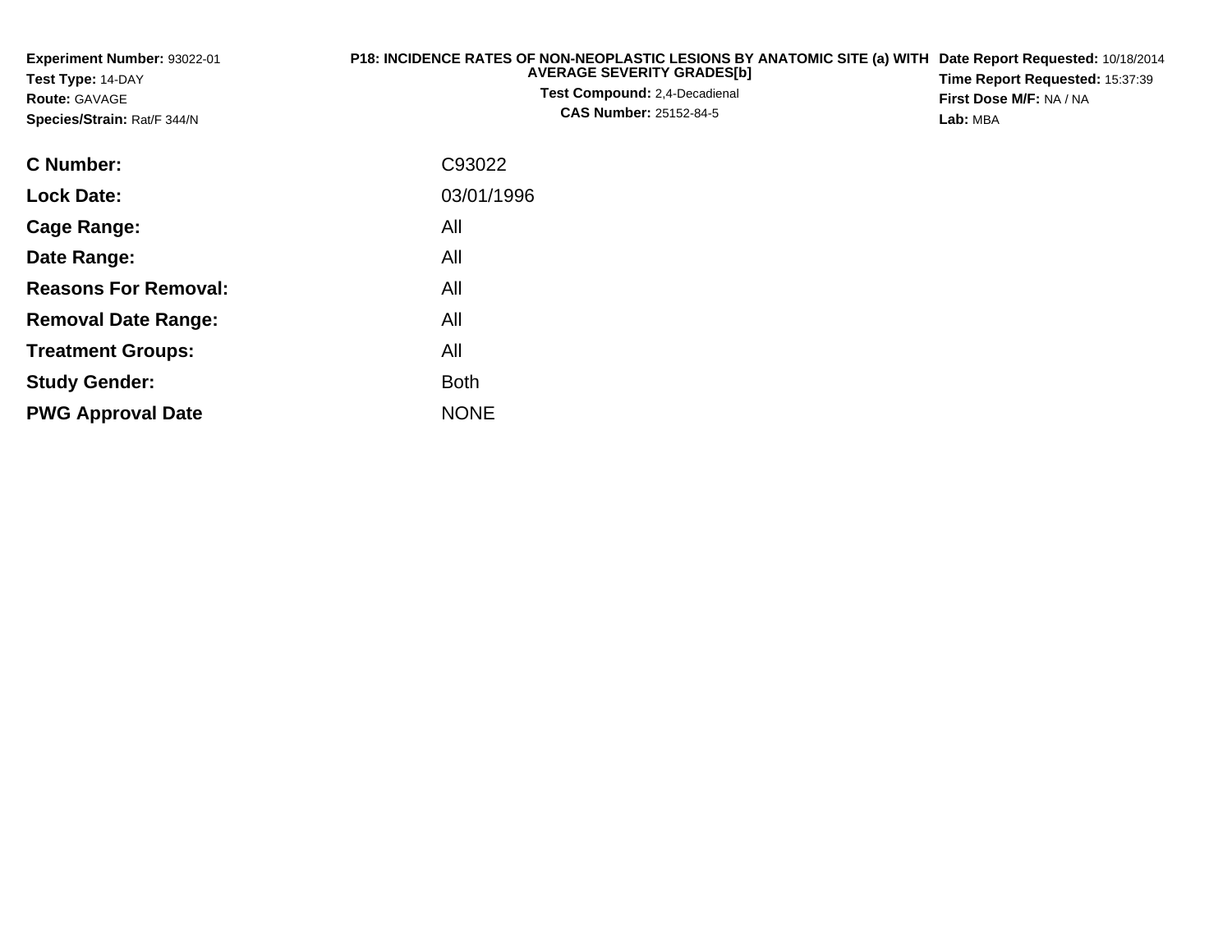**Experiment Number:** 93022-01
**Test Type:** 14-DAY
**Route:** GAVAGE
**Species/Strain:** Rat/F 344/N

**P18: INCIDENCE RATES OF NON-NEOPLASTIC LESIONS BY ANATOMIC SITE (a) WITH AVERAGE SEVERITY GRADES[b]**
**Test Compound:** 2,4-Decadienal
**CAS Number:** 25152-84-5

**Date Report Requested:** 10/18/2014
**Time Report Requested:** 15:37:39
**First Dose M/F:** NA / NA
**Lab:** MBA

| | |
|---|---|
| **C Number:** | C93022 |
| **Lock Date:** | 03/01/1996 |
| **Cage Range:** | All |
| **Date Range:** | All |
| **Reasons For Removal:** | All |
| **Removal Date Range:** | All |
| **Treatment Groups:** | All |
| **Study Gender:** | Both |
| **PWG Approval Date** | NONE |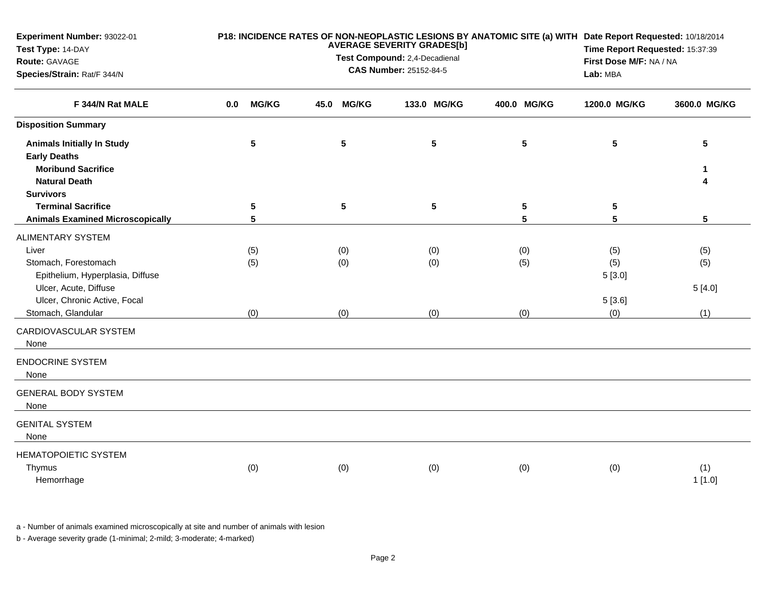**Experiment Number:** 93022-01
**Test Type:** 14-DAY
**Route:** GAVAGE
**Species/Strain:** Rat/F 344/N

**P18: INCIDENCE RATES OF NON-NEOPLASTIC LESIONS BY ANATOMIC SITE (a) WITH AVERAGE SEVERITY GRADES[b]**
**Test Compound:** 2,4-Decadienal
**CAS Number:** 25152-84-5

**Date Report Requested:** 10/18/2014
**Time Report Requested:** 15:37:39
**First Dose M/F:** NA / NA
**Lab:** MBA

| F 344/N Rat MALE | 0.0 MG/KG | 45.0 MG/KG | 133.0 MG/KG | 400.0 MG/KG | 1200.0 MG/KG | 3600.0 MG/KG |
|---|---|---|---|---|---|---|
| **Disposition Summary** | | | | | | |
| **Animals Initially In Study** | 5 | 5 | 5 | 5 | 5 | 5 |
| **Early Deaths** | | | | | | |
| **Moribund Sacrifice** | | | | | | 1 |
| **Natural Death** | | | | | | 4 |
| **Survivors** | | | | | | |
| **Terminal Sacrifice** | 5 | 5 | 5 | 5 | 5 | |
| **Animals Examined Microscopically** | 5 | | | 5 | 5 | 5 |
| ALIMENTARY SYSTEM | | | | | | |
| Liver | (5) | (0) | (0) | (0) | (5) | (5) |
| Stomach, Forestomach | (5) | (0) | (0) | (5) | (5) | (5) |
| Epithelium, Hyperplasia, Diffuse | | | | | 5 [3.0] | |
| Ulcer, Acute, Diffuse | | | | | | 5 [4.0] |
| Ulcer, Chronic Active, Focal | | | | | 5 [3.6] | |
| Stomach, Glandular | (0) | (0) | (0) | (0) | (0) | (1) |
| CARDIOVASCULAR SYSTEM | | | | | | |
| None | | | | | | |
| ENDOCRINE SYSTEM | | | | | | |
| None | | | | | | |
| GENERAL BODY SYSTEM | | | | | | |
| None | | | | | | |
| GENITAL SYSTEM | | | | | | |
| None | | | | | | |
| HEMATOPOIETIC SYSTEM | | | | | | |
| Thymus | (0) | (0) | (0) | (0) | (0) | (1) |
| Hemorrhage | | | | | | 1 [1.0] |

a - Number of animals examined microscopically at site and number of animals with lesion

b - Average severity grade (1-minimal; 2-mild; 3-moderate; 4-marked)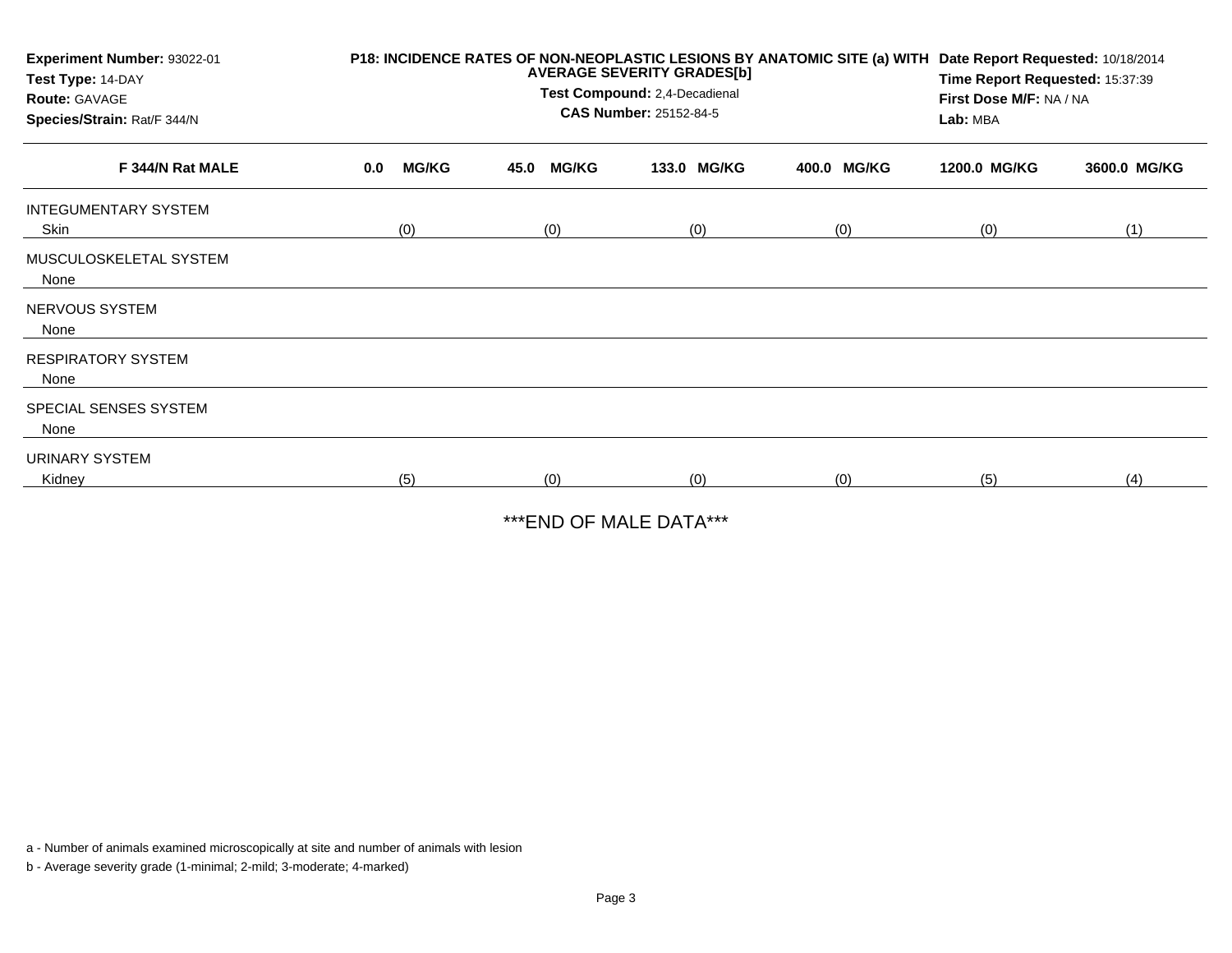**Experiment Number:** 93022-01
**Test Type:** 14-DAY
**Route:** GAVAGE
**Species/Strain:** Rat/F 344/N

**P18: INCIDENCE RATES OF NON-NEOPLASTIC LESIONS BY ANATOMIC SITE (a) WITH AVERAGE SEVERITY GRADES[b]**
**Test Compound:** 2,4-Decadienal
**CAS Number:** 25152-84-5

**Date Report Requested:** 10/18/2014
**Time Report Requested:** 15:37:39
**First Dose M/F:** NA / NA
**Lab:** MBA

| F 344/N Rat MALE | 0.0 MG/KG | 45.0 MG/KG | 133.0 MG/KG | 400.0 MG/KG | 1200.0 MG/KG | 3600.0 MG/KG |
|---|---|---|---|---|---|---|
| INTEGUMENTARY SYSTEM | | | | | | |
| Skin | (0) | (0) | (0) | (0) | (0) | (1) |
| MUSCULOSKELETAL SYSTEM | | | | | | |
| None | | | | | | |
| NERVOUS SYSTEM | | | | | | |
| None | | | | | | |
| RESPIRATORY SYSTEM | | | | | | |
| None | | | | | | |
| SPECIAL SENSES SYSTEM | | | | | | |
| None | | | | | | |
| URINARY SYSTEM | | | | | | |
| Kidney | (5) | (0) | (0) | (0) | (5) | (4) |

***END OF MALE DATA***

a - Number of animals examined microscopically at site and number of animals with lesion

b - Average severity grade (1-minimal; 2-mild; 3-moderate; 4-marked)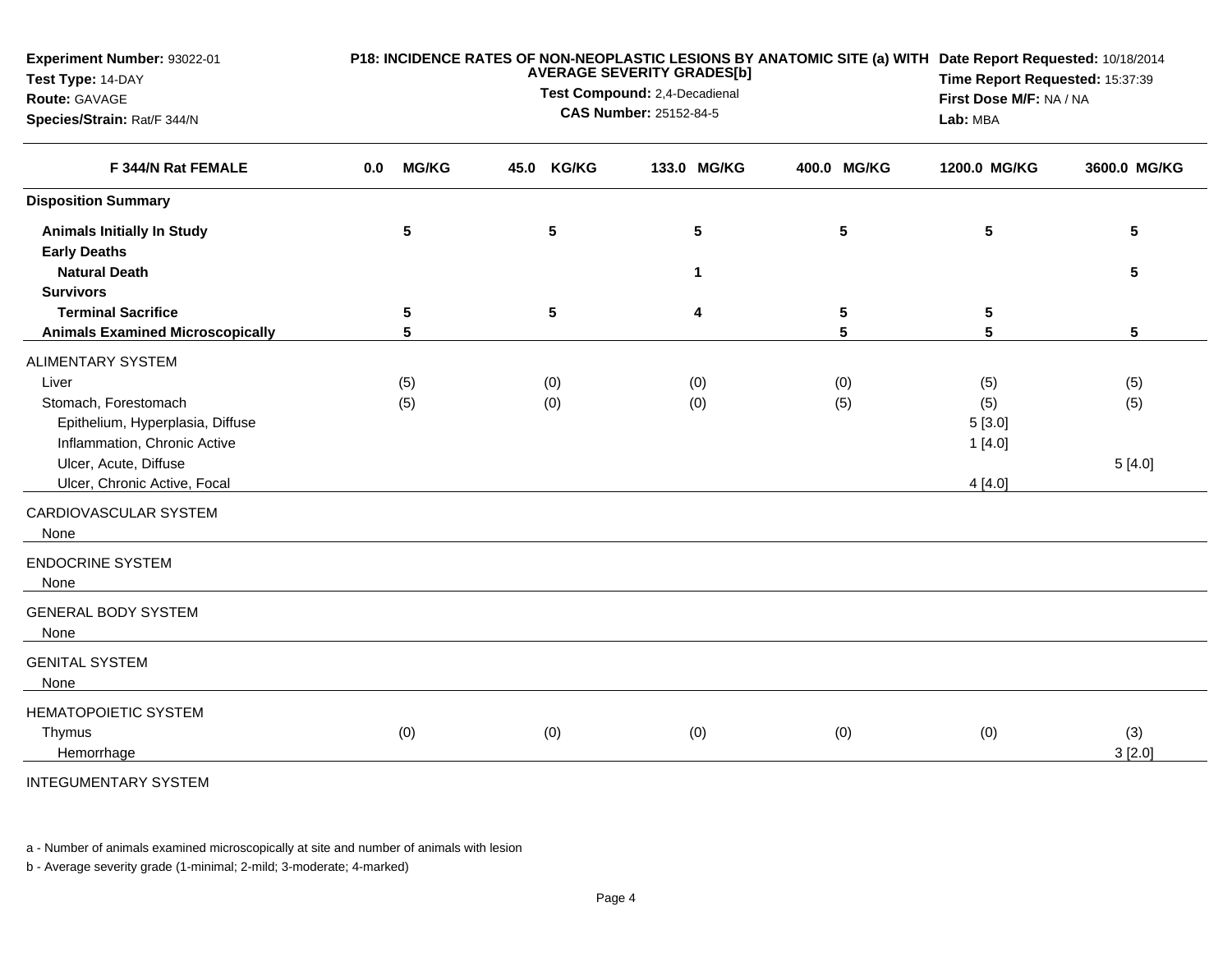**Experiment Number:** 93022-01
**Test Type:** 14-DAY
**Route:** GAVAGE
**Species/Strain:** Rat/F 344/N

**P18: INCIDENCE RATES OF NON-NEOPLASTIC LESIONS BY ANATOMIC SITE (a) WITH AVERAGE SEVERITY GRADES[b]**
**Test Compound:** 2,4-Decadienal
**CAS Number:** 25152-84-5

**Date Report Requested:** 10/18/2014
**Time Report Requested:** 15:37:39
**First Dose M/F:** NA / NA
**Lab:** MBA

| F 344/N Rat FEMALE | 0.0 MG/KG | 45.0 KG/KG | 133.0 MG/KG | 400.0 MG/KG | 1200.0 MG/KG | 3600.0 MG/KG |
|---|---|---|---|---|---|---|
| **Disposition Summary** | | | | | | |
| **Animals Initially In Study** | 5 | 5 | 5 | 5 | 5 | 5 |
| **Early Deaths** | | | | | | |
| **Natural Death** | | | 1 | | | 5 |
| **Survivors** | | | | | | |
| **Terminal Sacrifice** | 5 | 5 | 4 | 5 | 5 | |
| **Animals Examined Microscopically** | 5 | | | 5 | 5 | 5 |
| ALIMENTARY SYSTEM | | | | | | |
| Liver | (5) | (0) | (0) | (0) | (5) | (5) |
| Stomach, Forestomach | (5) | (0) | (0) | (5) | (5) | (5) |
| Epithelium, Hyperplasia, Diffuse | | | | | 5 [3.0] | |
| Inflammation, Chronic Active | | | | | 1 [4.0] | |
| Ulcer, Acute, Diffuse | | | | | | 5 [4.0] |
| Ulcer, Chronic Active, Focal | | | | | 4 [4.0] | |
| CARDIOVASCULAR SYSTEM | | | | | | |
| None | | | | | | |
| ENDOCRINE SYSTEM | | | | | | |
| None | | | | | | |
| GENERAL BODY SYSTEM | | | | | | |
| None | | | | | | |
| GENITAL SYSTEM | | | | | | |
| None | | | | | | |
| HEMATOPOIETIC SYSTEM | | | | | | |
| Thymus | (0) | (0) | (0) | (0) | (0) | (3) |
| Hemorrhage | | | | | | 3 [2.0] |
| INTEGUMENTARY SYSTEM | | | | | | |

a - Number of animals examined microscopically at site and number of animals with lesion

b - Average severity grade (1-minimal; 2-mild; 3-moderate; 4-marked)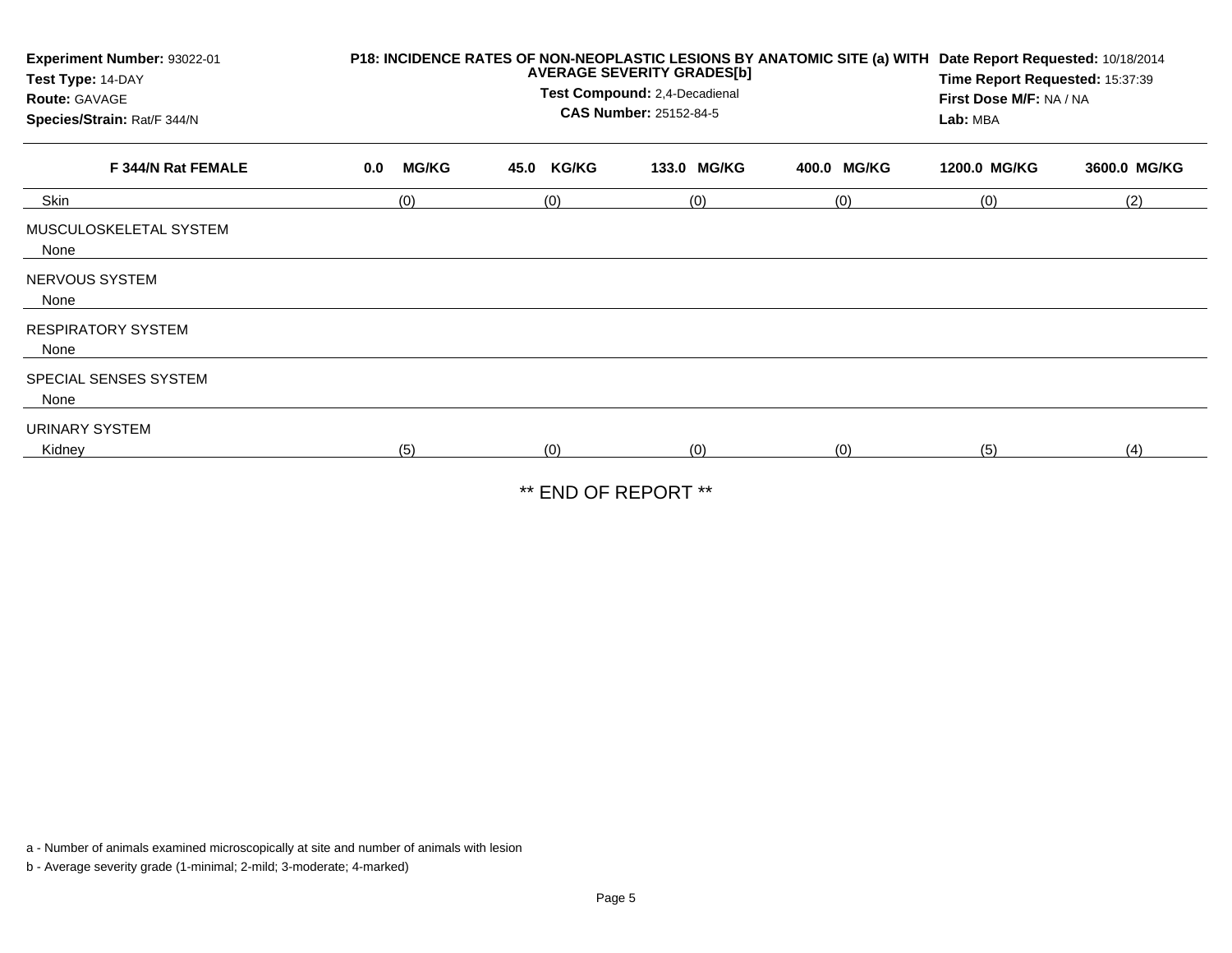**Experiment Number:** 93022-01
**Test Type:** 14-DAY
**Route:** GAVAGE
**Species/Strain:** Rat/F 344/N

**P18: INCIDENCE RATES OF NON-NEOPLASTIC LESIONS BY ANATOMIC SITE (a) WITH AVERAGE SEVERITY GRADES[b]**
**Test Compound:** 2,4-Decadienal
**CAS Number:** 25152-84-5

**Date Report Requested:** 10/18/2014
**Time Report Requested:** 15:37:39
**First Dose M/F:** NA / NA
**Lab:** MBA

| F 344/N Rat FEMALE | 0.0 MG/KG | 45.0 KG/KG | 133.0 MG/KG | 400.0 MG/KG | 1200.0 MG/KG | 3600.0 MG/KG |
|---|---|---|---|---|---|---|
| Skin | (0) | (0) | (0) | (0) | (0) | (2) |
| MUSCULOSKELETAL SYSTEM | | | | | | |
| None | | | | | | |
| NERVOUS SYSTEM | | | | | | |
| None | | | | | | |
| RESPIRATORY SYSTEM | | | | | | |
| None | | | | | | |
| SPECIAL SENSES SYSTEM | | | | | | |
| None | | | | | | |
| URINARY SYSTEM | | | | | | |
| Kidney | (5) | (0) | (0) | (0) | (5) | (4) |

** END OF REPORT **

a - Number of animals examined microscopically at site and number of animals with lesion

b - Average severity grade (1-minimal; 2-mild; 3-moderate; 4-marked)